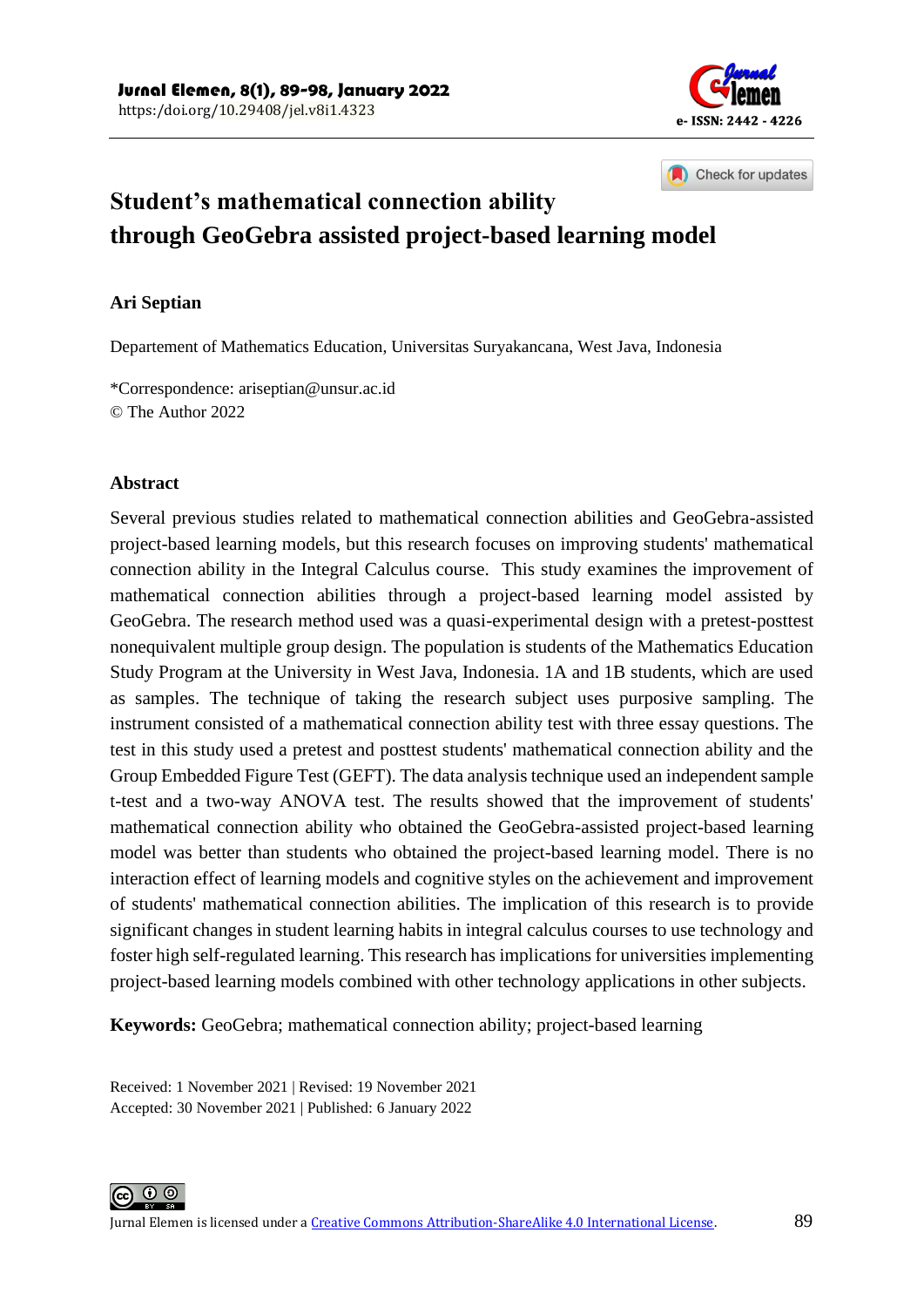# Student's mathematical connection ability through GeoGebra assisted project-based learning model

**Ari Septian**

Departement of Mathematics Education, Universitas Suryakancana, West Java, Indonesia

*Correspondence: ariseptian@unsur.ac.id
© The Author 2022

## Abstract

Several previous studies related to mathematical connection abilities and GeoGebra-assisted project-based learning models, but this research focuses on improving students' mathematical connection ability in the Integral Calculus course. This study examines the improvement of mathematical connection abilities through a project-based learning model assisted by GeoGebra. The research method used was a quasi-experimental design with a pretest-posttest nonequivalent multiple group design. The population is students of the Mathematics Education Study Program at the University in West Java, Indonesia. 1A and 1B students, which are used as samples. The technique of taking the research subject uses purposive sampling. The instrument consisted of a mathematical connection ability test with three essay questions. The test in this study used a pretest and posttest students' mathematical connection ability and the Group Embedded Figure Test (GEFT). The data analysis technique used an independent sample t-test and a two-way ANOVA test. The results showed that the improvement of students' mathematical connection ability who obtained the GeoGebra-assisted project-based learning model was better than students who obtained the project-based learning model. There is no interaction effect of learning models and cognitive styles on the achievement and improvement of students' mathematical connection abilities. The implication of this research is to provide significant changes in student learning habits in integral calculus courses to use technology and foster high self-regulated learning. This research has implications for universities implementing project-based learning models combined with other technology applications in other subjects.

**Keywords:** GeoGebra; mathematical connection ability; project-based learning

Received: 1 November 2021 | Revised: 19 November 2021
Accepted: 30 November 2021 | Published: 6 January 2022

Jurnal Elemen is licensed under a Creative Commons Attribution-ShareAlike 4.0 International License.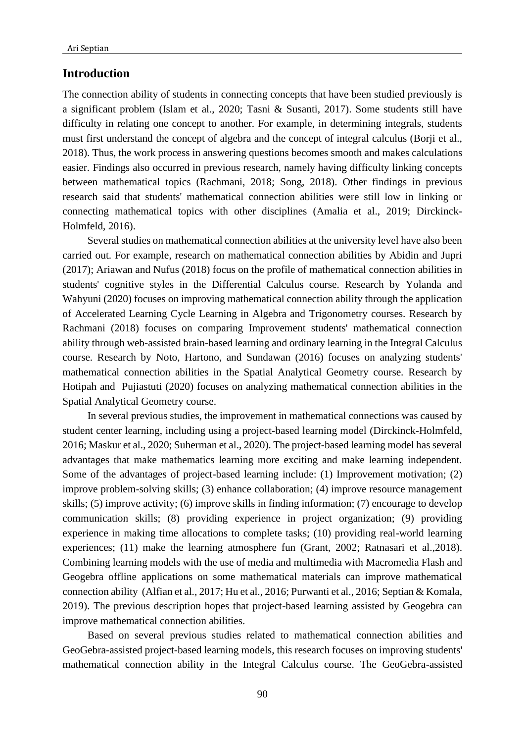## Introduction

The connection ability of students in connecting concepts that have been studied previously is a significant problem (Islam et al., 2020; Tasni & Susanti, 2017). Some students still have difficulty in relating one concept to another. For example, in determining integrals, students must first understand the concept of algebra and the concept of integral calculus (Borji et al., 2018). Thus, the work process in answering questions becomes smooth and makes calculations easier. Findings also occurred in previous research, namely having difficulty linking concepts between mathematical topics (Rachmani, 2018; Song, 2018). Other findings in previous research said that students' mathematical connection abilities were still low in linking or connecting mathematical topics with other disciplines (Amalia et al., 2019; Dirckinck-Holmfeld, 2016).

Several studies on mathematical connection abilities at the university level have also been carried out. For example, research on mathematical connection abilities by Abidin and Jupri (2017); Ariawan and Nufus (2018) focus on the profile of mathematical connection abilities in students' cognitive styles in the Differential Calculus course. Research by Yolanda and Wahyuni (2020) focuses on improving mathematical connection ability through the application of Accelerated Learning Cycle Learning in Algebra and Trigonometry courses. Research by Rachmani (2018) focuses on comparing Improvement students' mathematical connection ability through web-assisted brain-based learning and ordinary learning in the Integral Calculus course. Research by Noto, Hartono, and Sundawan (2016) focuses on analyzing students' mathematical connection abilities in the Spatial Analytical Geometry course. Research by Hotipah and Pujiastuti (2020) focuses on analyzing mathematical connection abilities in the Spatial Analytical Geometry course.

In several previous studies, the improvement in mathematical connections was caused by student center learning, including using a project-based learning model (Dirckinck-Holmfeld, 2016; Maskur et al., 2020; Suherman et al., 2020). The project-based learning model has several advantages that make mathematics learning more exciting and make learning independent. Some of the advantages of project-based learning include: (1) Improvement motivation; (2) improve problem-solving skills; (3) enhance collaboration; (4) improve resource management skills; (5) improve activity; (6) improve skills in finding information; (7) encourage to develop communication skills; (8) providing experience in project organization; (9) providing experience in making time allocations to complete tasks; (10) providing real-world learning experiences; (11) make the learning atmosphere fun (Grant, 2002; Ratnasari et al.,2018). Combining learning models with the use of media and multimedia with Macromedia Flash and Geogebra offline applications on some mathematical materials can improve mathematical connection ability (Alfian et al., 2017; Hu et al., 2016; Purwanti et al., 2016; Septian & Komala, 2019). The previous description hopes that project-based learning assisted by Geogebra can improve mathematical connection abilities.

Based on several previous studies related to mathematical connection abilities and GeoGebra-assisted project-based learning models, this research focuses on improving students' mathematical connection ability in the Integral Calculus course. The GeoGebra-assisted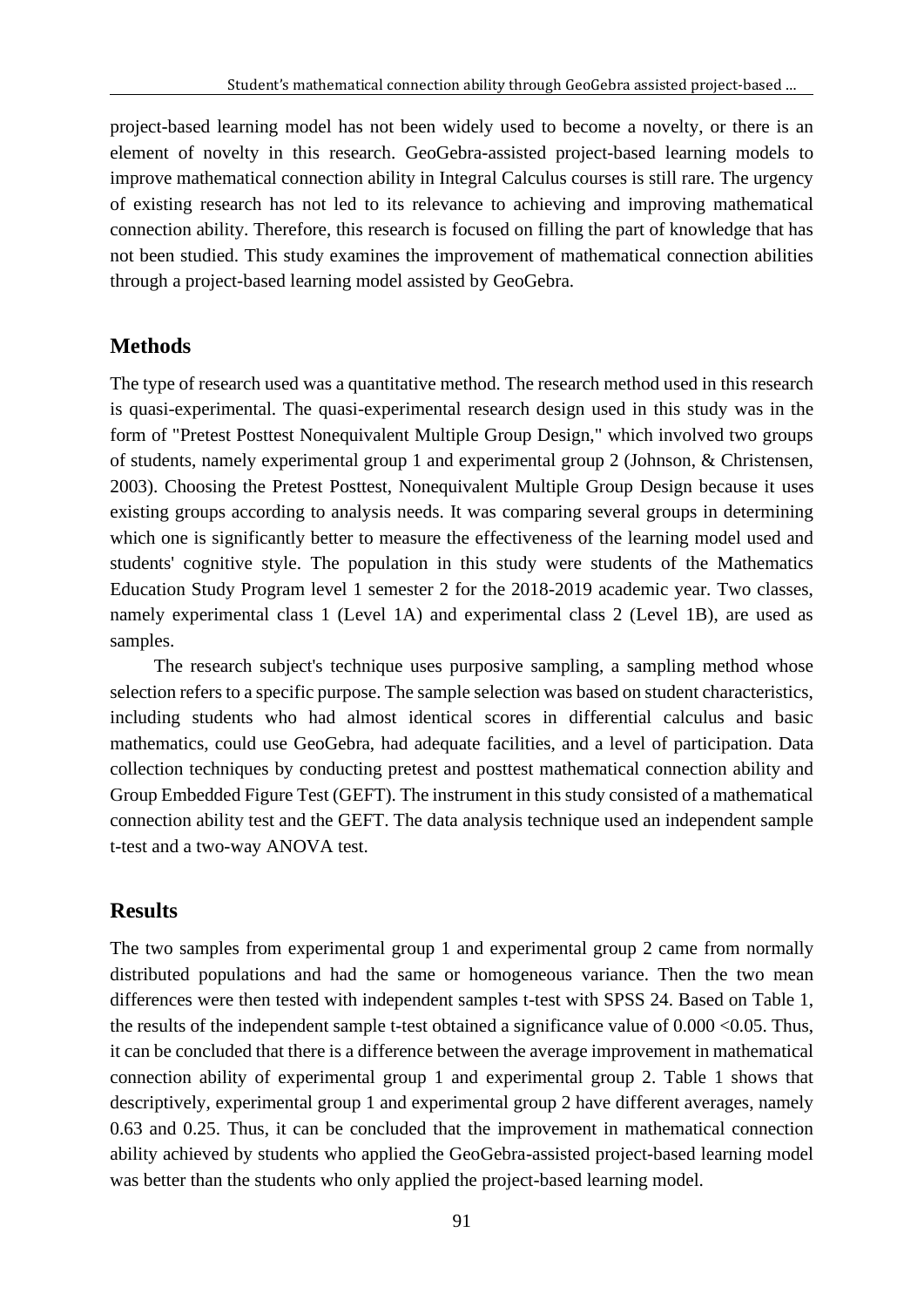project-based learning model has not been widely used to become a novelty, or there is an element of novelty in this research. GeoGebra-assisted project-based learning models to improve mathematical connection ability in Integral Calculus courses is still rare. The urgency of existing research has not led to its relevance to achieving and improving mathematical connection ability. Therefore, this research is focused on filling the part of knowledge that has not been studied. This study examines the improvement of mathematical connection abilities through a project-based learning model assisted by GeoGebra.

## Methods

The type of research used was a quantitative method. The research method used in this research is quasi-experimental. The quasi-experimental research design used in this study was in the form of "Pretest Posttest Nonequivalent Multiple Group Design," which involved two groups of students, namely experimental group 1 and experimental group 2 (Johnson, & Christensen, 2003). Choosing the Pretest Posttest, Nonequivalent Multiple Group Design because it uses existing groups according to analysis needs. It was comparing several groups in determining which one is significantly better to measure the effectiveness of the learning model used and students' cognitive style. The population in this study were students of the Mathematics Education Study Program level 1 semester 2 for the 2018-2019 academic year. Two classes, namely experimental class 1 (Level 1A) and experimental class 2 (Level 1B), are used as samples.

The research subject's technique uses purposive sampling, a sampling method whose selection refers to a specific purpose. The sample selection was based on student characteristics, including students who had almost identical scores in differential calculus and basic mathematics, could use GeoGebra, had adequate facilities, and a level of participation. Data collection techniques by conducting pretest and posttest mathematical connection ability and Group Embedded Figure Test (GEFT). The instrument in this study consisted of a mathematical connection ability test and the GEFT. The data analysis technique used an independent sample t-test and a two-way ANOVA test.

## Results

The two samples from experimental group 1 and experimental group 2 came from normally distributed populations and had the same or homogeneous variance. Then the two mean differences were then tested with independent samples t-test with SPSS 24. Based on Table 1, the results of the independent sample t-test obtained a significance value of $0.000 < 0.05$. Thus, it can be concluded that there is a difference between the average improvement in mathematical connection ability of experimental group 1 and experimental group 2. Table 1 shows that descriptively, experimental group 1 and experimental group 2 have different averages, namely 0.63 and 0.25. Thus, it can be concluded that the improvement in mathematical connection ability achieved by students who applied the GeoGebra-assisted project-based learning model was better than the students who only applied the project-based learning model.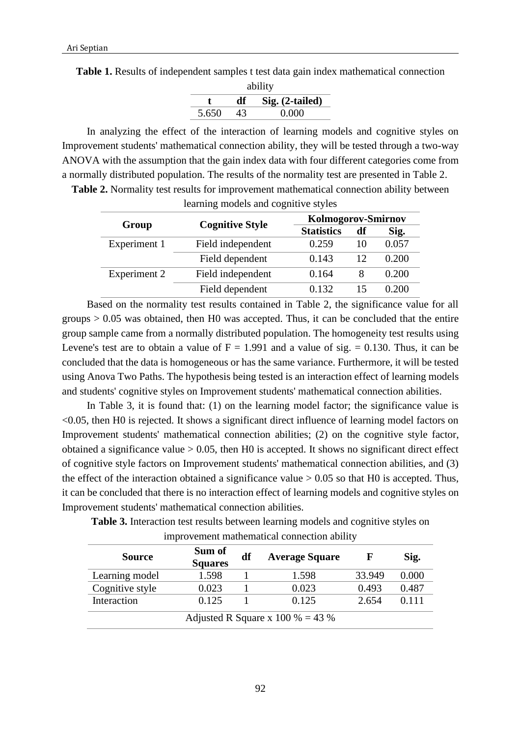**Table 1.** Results of independent samples t test data gain index mathematical connection ability

| t | df | Sig. (2-tailed) |
|---|---|---|
| 5.650 | 43 | 0.000 |

In analyzing the effect of the interaction of learning models and cognitive styles on Improvement students' mathematical connection ability, they will be tested through a two-way ANOVA with the assumption that the gain index data with four different categories come from a normally distributed population. The results of the normality test are presented in Table 2.

**Table 2.** Normality test results for improvement mathematical connection ability between learning models and cognitive styles

| Group | Cognitive Style | Kolmogorov-Smirnov | | |
|---|---|---|---|---|
| | | Statistics | df | Sig. |
| Experiment 1 | Field independent | 0.259 | 10 | 0.057 |
| | Field dependent | 0.143 | 12 | 0.200 |
| Experiment 2 | Field independent | 0.164 | 8 | 0.200 |
| | Field dependent | 0.132 | 15 | 0.200 |

Based on the normality test results contained in Table 2, the significance value for all groups > 0.05 was obtained, then H0 was accepted. Thus, it can be concluded that the entire group sample came from a normally distributed population. The homogeneity test results using Levene's test are to obtain a value of F = 1.991 and a value of sig. = 0.130. Thus, it can be concluded that the data is homogeneous or has the same variance. Furthermore, it will be tested using Anova Two Paths. The hypothesis being tested is an interaction effect of learning models and students' cognitive styles on Improvement students' mathematical connection abilities.

In Table 3, it is found that: (1) on the learning model factor; the significance value is <0.05, then H0 is rejected. It shows a significant direct influence of learning model factors on Improvement students' mathematical connection abilities; (2) on the cognitive style factor, obtained a significance value > 0.05, then H0 is accepted. It shows no significant direct effect of cognitive style factors on Improvement students' mathematical connection abilities, and (3) the effect of the interaction obtained a significance value > 0.05 so that H0 is accepted. Thus, it can be concluded that there is no interaction effect of learning models and cognitive styles on Improvement students' mathematical connection abilities.

**Table 3.** Interaction test results between learning models and cognitive styles on improvement mathematical connection ability

| Source | Sum of Squares | df | Average Square | F | Sig. |
|---|---|---|---|---|---|
| Learning model | 1.598 | 1 | 1.598 | 33.949 | 0.000 |
| Cognitive style | 0.023 | 1 | 0.023 | 0.493 | 0.487 |
| Interaction | 0.125 | 1 | 0.125 | 2.654 | 0.111 |
| Adjusted R Square x 100 % = 43 % | | | | | |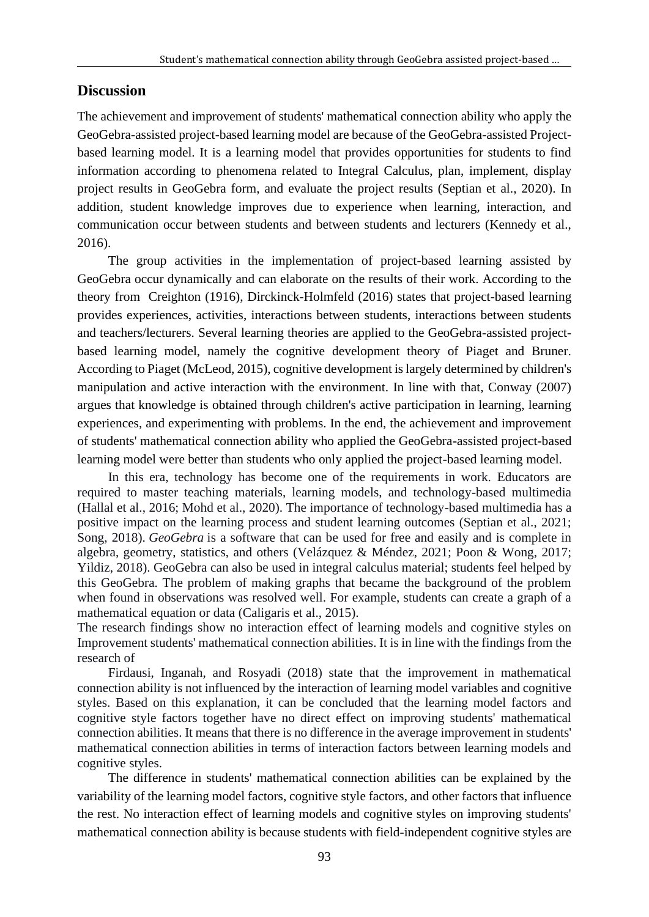## Discussion

The achievement and improvement of students' mathematical connection ability who apply the GeoGebra-assisted project-based learning model are because of the GeoGebra-assisted Project-based learning model. It is a learning model that provides opportunities for students to find information according to phenomena related to Integral Calculus, plan, implement, display project results in GeoGebra form, and evaluate the project results (Septian et al., 2020). In addition, student knowledge improves due to experience when learning, interaction, and communication occur between students and between students and lecturers (Kennedy et al., 2016).

The group activities in the implementation of project-based learning assisted by GeoGebra occur dynamically and can elaborate on the results of their work. According to the theory from Creighton (1916), Dirckinck-Holmfeld (2016) states that project-based learning provides experiences, activities, interactions between students, interactions between students and teachers/lecturers. Several learning theories are applied to the GeoGebra-assisted project-based learning model, namely the cognitive development theory of Piaget and Bruner. According to Piaget (McLeod, 2015), cognitive development is largely determined by children's manipulation and active interaction with the environment. In line with that, Conway (2007) argues that knowledge is obtained through children's active participation in learning, learning experiences, and experimenting with problems. In the end, the achievement and improvement of students' mathematical connection ability who applied the GeoGebra-assisted project-based learning model were better than students who only applied the project-based learning model.

In this era, technology has become one of the requirements in work. Educators are required to master teaching materials, learning models, and technology-based multimedia (Hallal et al., 2016; Mohd et al., 2020). The importance of technology-based multimedia has a positive impact on the learning process and student learning outcomes (Septian et al., 2021; Song, 2018). *GeoGebra* is a software that can be used for free and easily and is complete in algebra, geometry, statistics, and others (Velázquez & Méndez, 2021; Poon & Wong, 2017; Yildiz, 2018). GeoGebra can also be used in integral calculus material; students feel helped by this GeoGebra. The problem of making graphs that became the background of the problem when found in observations was resolved well. For example, students can create a graph of a mathematical equation or data (Caligaris et al., 2015).

The research findings show no interaction effect of learning models and cognitive styles on Improvement students' mathematical connection abilities. It is in line with the findings from the research of

Firdausi, Inganah, and Rosyadi (2018) state that the improvement in mathematical connection ability is not influenced by the interaction of learning model variables and cognitive styles. Based on this explanation, it can be concluded that the learning model factors and cognitive style factors together have no direct effect on improving students' mathematical connection abilities. It means that there is no difference in the average improvement in students' mathematical connection abilities in terms of interaction factors between learning models and cognitive styles.

The difference in students' mathematical connection abilities can be explained by the variability of the learning model factors, cognitive style factors, and other factors that influence the rest. No interaction effect of learning models and cognitive styles on improving students' mathematical connection ability is because students with field-independent cognitive styles are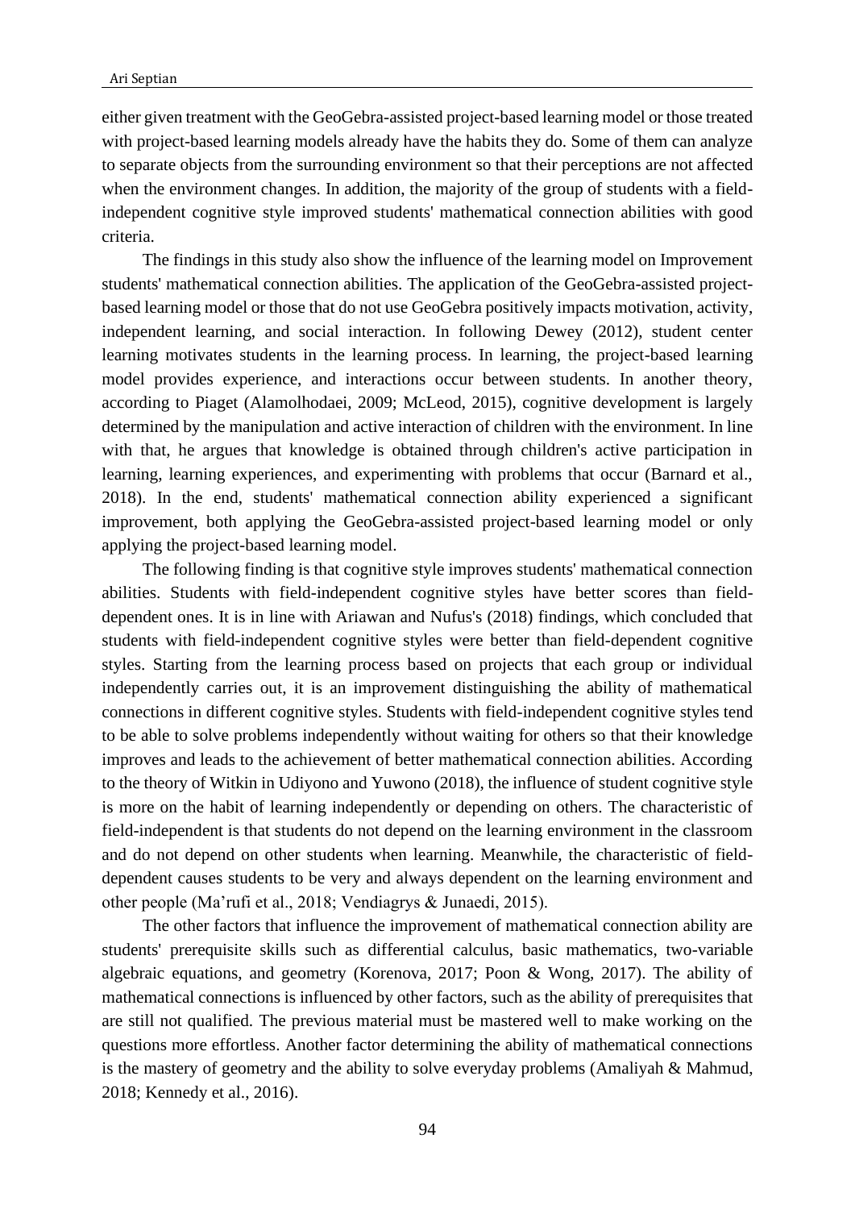either given treatment with the GeoGebra-assisted project-based learning model or those treated with project-based learning models already have the habits they do. Some of them can analyze to separate objects from the surrounding environment so that their perceptions are not affected when the environment changes. In addition, the majority of the group of students with a field-independent cognitive style improved students' mathematical connection abilities with good criteria.

The findings in this study also show the influence of the learning model on Improvement students' mathematical connection abilities. The application of the GeoGebra-assisted project-based learning model or those that do not use GeoGebra positively impacts motivation, activity, independent learning, and social interaction. In following Dewey (2012), student center learning motivates students in the learning process. In learning, the project-based learning model provides experience, and interactions occur between students. In another theory, according to Piaget (Alamolhodaei, 2009; McLeod, 2015), cognitive development is largely determined by the manipulation and active interaction of children with the environment. In line with that, he argues that knowledge is obtained through children's active participation in learning, learning experiences, and experimenting with problems that occur (Barnard et al., 2018). In the end, students' mathematical connection ability experienced a significant improvement, both applying the GeoGebra-assisted project-based learning model or only applying the project-based learning model.

The following finding is that cognitive style improves students' mathematical connection abilities. Students with field-independent cognitive styles have better scores than field-dependent ones. It is in line with Ariawan and Nufus's (2018) findings, which concluded that students with field-independent cognitive styles were better than field-dependent cognitive styles. Starting from the learning process based on projects that each group or individual independently carries out, it is an improvement distinguishing the ability of mathematical connections in different cognitive styles. Students with field-independent cognitive styles tend to be able to solve problems independently without waiting for others so that their knowledge improves and leads to the achievement of better mathematical connection abilities. According to the theory of Witkin in Udiyono and Yuwono (2018), the influence of student cognitive style is more on the habit of learning independently or depending on others. The characteristic of field-independent is that students do not depend on the learning environment in the classroom and do not depend on other students when learning. Meanwhile, the characteristic of field-dependent causes students to be very and always dependent on the learning environment and other people (Ma'rufi et al., 2018; Vendiagrys & Junaedi, 2015).

The other factors that influence the improvement of mathematical connection ability are students' prerequisite skills such as differential calculus, basic mathematics, two-variable algebraic equations, and geometry (Korenova, 2017; Poon & Wong, 2017). The ability of mathematical connections is influenced by other factors, such as the ability of prerequisites that are still not qualified. The previous material must be mastered well to make working on the questions more effortless. Another factor determining the ability of mathematical connections is the mastery of geometry and the ability to solve everyday problems (Amaliyah & Mahmud, 2018; Kennedy et al., 2016).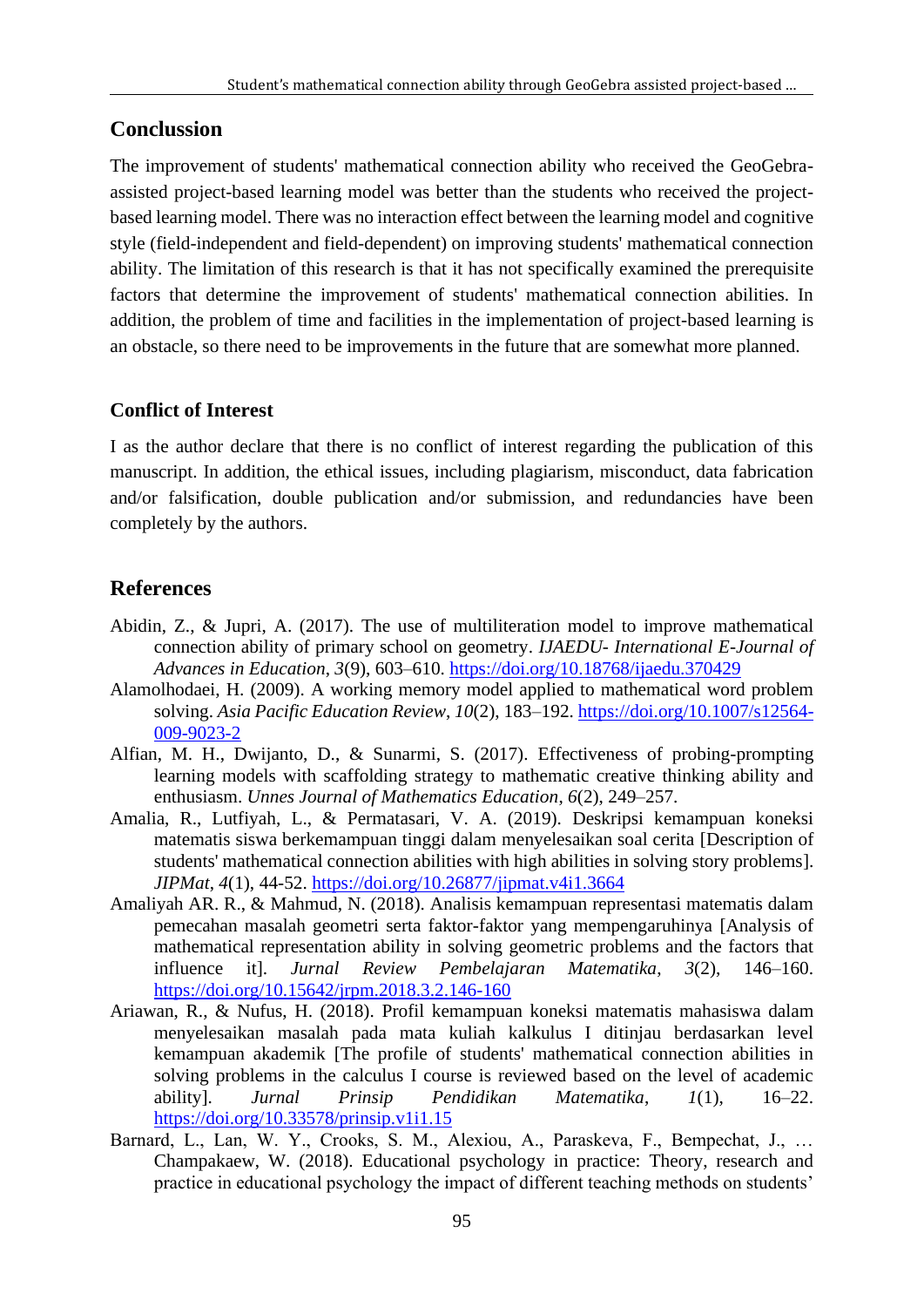## Conclussion

The improvement of students' mathematical connection ability who received the GeoGebra-assisted project-based learning model was better than the students who received the project-based learning model. There was no interaction effect between the learning model and cognitive style (field-independent and field-dependent) on improving students' mathematical connection ability. The limitation of this research is that it has not specifically examined the prerequisite factors that determine the improvement of students' mathematical connection abilities. In addition, the problem of time and facilities in the implementation of project-based learning is an obstacle, so there need to be improvements in the future that are somewhat more planned.

## Conflict of Interest

I as the author declare that there is no conflict of interest regarding the publication of this manuscript. In addition, the ethical issues, including plagiarism, misconduct, data fabrication and/or falsification, double publication and/or submission, and redundancies have been completely by the authors.

## References

Abidin, Z., & Jupri, A. (2017). The use of multiliteration model to improve mathematical connection ability of primary school on geometry. *IJAEDU- International E-Journal of Advances in Education*, *3*(9), 603–610. https://doi.org/10.18768/ijaedu.370429

Alamolhodaei, H. (2009). A working memory model applied to mathematical word problem solving. *Asia Pacific Education Review*, *10*(2), 183–192. https://doi.org/10.1007/s12564-009-9023-2

Alfian, M. H., Dwijanto, D., & Sunarmi, S. (2017). Effectiveness of probing-prompting learning models with scaffolding strategy to mathematic creative thinking ability and enthusiasm. *Unnes Journal of Mathematics Education*, *6*(2), 249–257.

Amalia, R., Lutfiyah, L., & Permatasari, V. A. (2019). Deskripsi kemampuan koneksi matematis siswa berkemampuan tinggi dalam menyelesaikan soal cerita [Description of students' mathematical connection abilities with high abilities in solving story problems]. *JIPMat*, *4*(1), 44-52. https://doi.org/10.26877/jipmat.v4i1.3664

Amaliyah AR. R., & Mahmud, N. (2018). Analisis kemampuan representasi matematis dalam pemecahan masalah geometri serta faktor-faktor yang mempengaruhinya [Analysis of mathematical representation ability in solving geometric problems and the factors that influence it]. *Jurnal Review Pembelajaran Matematika*, *3*(2), 146–160. https://doi.org/10.15642/jrpm.2018.3.2.146-160

Ariawan, R., & Nufus, H. (2018). Profil kemampuan koneksi matematis mahasiswa dalam menyelesaikan masalah pada mata kuliah kalkulus I ditinjau berdasarkan level kemampuan akademik [The profile of students' mathematical connection abilities in solving problems in the calculus I course is reviewed based on the level of academic ability]. *Jurnal Prinsip Pendidikan Matematika*, *1*(1), 16–22. https://doi.org/10.33578/prinsip.v1i1.15

Barnard, L., Lan, W. Y., Crooks, S. M., Alexiou, A., Paraskeva, F., Bempechat, J., … Champakaew, W. (2018). Educational psychology in practice: Theory, research and practice in educational psychology the impact of different teaching methods on students'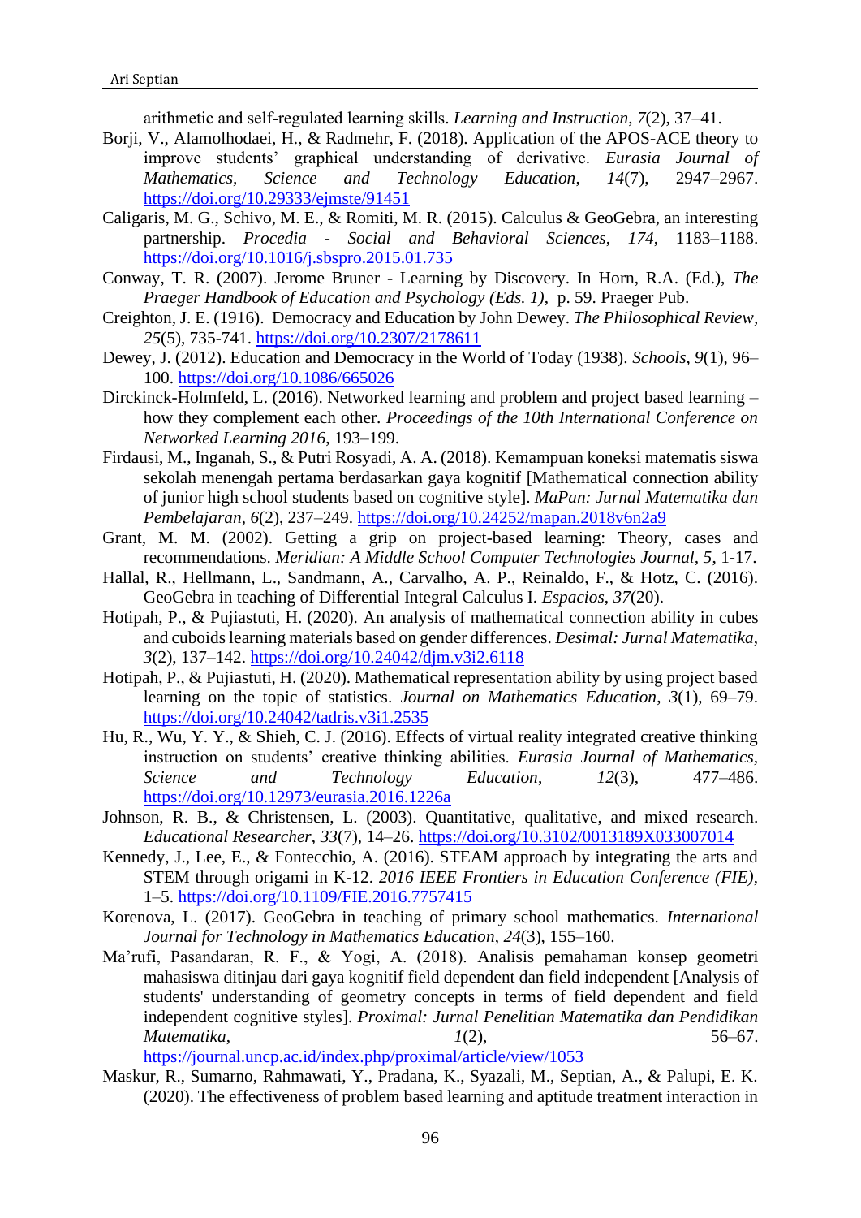arithmetic and self-regulated learning skills. *Learning and Instruction*, *7*(2), 37–41.

Borji, V., Alamolhodaei, H., & Radmehr, F. (2018). Application of the APOS-ACE theory to improve students' graphical understanding of derivative. *Eurasia Journal of Mathematics, Science and Technology Education*, *14*(7), 2947–2967. https://doi.org/10.29333/ejmste/91451

Caligaris, M. G., Schivo, M. E., & Romiti, M. R. (2015). Calculus & GeoGebra, an interesting partnership. *Procedia - Social and Behavioral Sciences*, *174*, 1183–1188. https://doi.org/10.1016/j.sbspro.2015.01.735

Conway, T. R. (2007). Jerome Bruner - Learning by Discovery. In Horn, R.A. (Ed.), *The Praeger Handbook of Education and Psychology (Eds. 1)*, p. 59. Praeger Pub.

Creighton, J. E. (1916). Democracy and Education by John Dewey. *The Philosophical Review*, *25*(5), 735-741. https://doi.org/10.2307/2178611

Dewey, J. (2012). Education and Democracy in the World of Today (1938). *Schools*, *9*(1), 96–100. https://doi.org/10.1086/665026

Dirckinck-Holmfeld, L. (2016). Networked learning and problem and project based learning – how they complement each other. *Proceedings of the 10th International Conference on Networked Learning 2016*, 193–199.

Firdausi, M., Inganah, S., & Putri Rosyadi, A. A. (2018). Kemampuan koneksi matematis siswa sekolah menengah pertama berdasarkan gaya kognitif [Mathematical connection ability of junior high school students based on cognitive style]. *MaPan: Jurnal Matematika dan Pembelajaran*, *6*(2), 237–249. https://doi.org/10.24252/mapan.2018v6n2a9

Grant, M. M. (2002). Getting a grip on project-based learning: Theory, cases and recommendations. *Meridian: A Middle School Computer Technologies Journal*, *5*, 1-17.

Hallal, R., Hellmann, L., Sandmann, A., Carvalho, A. P., Reinaldo, F., & Hotz, C. (2016). GeoGebra in teaching of Differential Integral Calculus I. *Espacios*, *37*(20).

Hotipah, P., & Pujiastuti, H. (2020). An analysis of mathematical connection ability in cubes and cuboids learning materials based on gender differences. *Desimal: Jurnal Matematika*, *3*(2), 137–142. https://doi.org/10.24042/djm.v3i2.6118

Hotipah, P., & Pujiastuti, H. (2020). Mathematical representation ability by using project based learning on the topic of statistics. *Journal on Mathematics Education*, *3*(1), 69–79. https://doi.org/10.24042/tadris.v3i1.2535

Hu, R., Wu, Y. Y., & Shieh, C. J. (2016). Effects of virtual reality integrated creative thinking instruction on students' creative thinking abilities. *Eurasia Journal of Mathematics, Science and Technology Education*, *12*(3), 477–486. https://doi.org/10.12973/eurasia.2016.1226a

Johnson, R. B., & Christensen, L. (2003). Quantitative, qualitative, and mixed research. *Educational Researcher*, *33*(7), 14–26. https://doi.org/10.3102/0013189X033007014

Kennedy, J., Lee, E., & Fontecchio, A. (2016). STEAM approach by integrating the arts and STEM through origami in K-12. *2016 IEEE Frontiers in Education Conference (FIE)*, 1–5. https://doi.org/10.1109/FIE.2016.7757415

Korenova, L. (2017). GeoGebra in teaching of primary school mathematics. *International Journal for Technology in Mathematics Education*, *24*(3), 155–160.

Ma'rufi, Pasandaran, R. F., & Yogi, A. (2018). Analisis pemahaman konsep geometri mahasiswa ditinjau dari gaya kognitif field dependent dan field independent [Analysis of students' understanding of geometry concepts in terms of field dependent and field independent cognitive styles]. *Proximal: Jurnal Penelitian Matematika dan Pendidikan Matematika*, *1*(2), 56–67. https://journal.uncp.ac.id/index.php/proximal/article/view/1053

Maskur, R., Sumarno, Rahmawati, Y., Pradana, K., Syazali, M., Septian, A., & Palupi, E. K. (2020). The effectiveness of problem based learning and aptitude treatment interaction in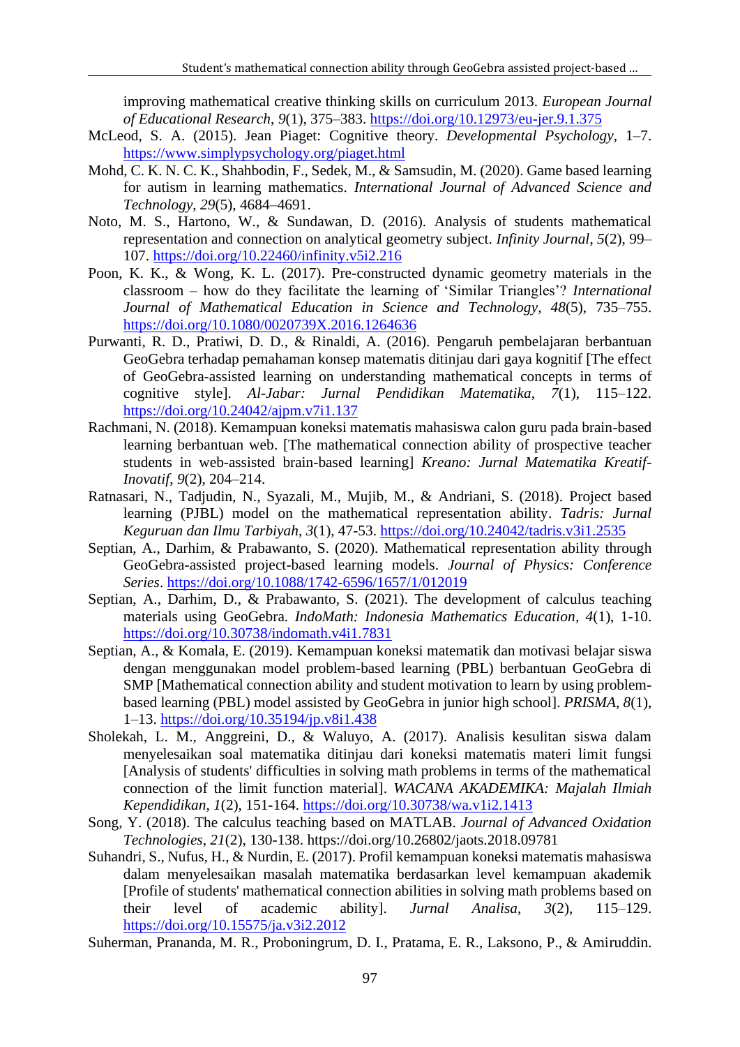improving mathematical creative thinking skills on curriculum 2013. *European Journal of Educational Research*, *9*(1), 375–383. https://doi.org/10.12973/eu-jer.9.1.375

McLeod, S. A. (2015). Jean Piaget: Cognitive theory. *Developmental Psychology*, 1–7. https://www.simplypsychology.org/piaget.html

Mohd, C. K. N. C. K., Shahbodin, F., Sedek, M., & Samsudin, M. (2020). Game based learning for autism in learning mathematics. *International Journal of Advanced Science and Technology*, *29*(5), 4684–4691.

Noto, M. S., Hartono, W., & Sundawan, D. (2016). Analysis of students mathematical representation and connection on analytical geometry subject. *Infinity Journal*, *5*(2), 99–107. https://doi.org/10.22460/infinity.v5i2.216

Poon, K. K., & Wong, K. L. (2017). Pre-constructed dynamic geometry materials in the classroom – how do they facilitate the learning of 'Similar Triangles'? *International Journal of Mathematical Education in Science and Technology*, *48*(5), 735–755. https://doi.org/10.1080/0020739X.2016.1264636

Purwanti, R. D., Pratiwi, D. D., & Rinaldi, A. (2016). Pengaruh pembelajaran berbantuan GeoGebra terhadap pemahaman konsep matematis ditinjau dari gaya kognitif [The effect of GeoGebra-assisted learning on understanding mathematical concepts in terms of cognitive style]. *Al-Jabar: Jurnal Pendidikan Matematika*, *7*(1), 115–122. https://doi.org/10.24042/ajpm.v7i1.137

Rachmani, N. (2018). Kemampuan koneksi matematis mahasiswa calon guru pada brain-based learning berbantuan web. [The mathematical connection ability of prospective teacher students in web-assisted brain-based learning] *Kreano: Jurnal Matematika Kreatif-Inovatif*, *9*(2), 204–214.

Ratnasari, N., Tadjudin, N., Syazali, M., Mujib, M., & Andriani, S. (2018). Project based learning (PJBL) model on the mathematical representation ability. *Tadris: Jurnal Keguruan dan Ilmu Tarbiyah*, *3*(1), 47-53. https://doi.org/10.24042/tadris.v3i1.2535

Septian, A., Darhim, & Prabawanto, S. (2020). Mathematical representation ability through GeoGebra-assisted project-based learning models. *Journal of Physics: Conference Series*. https://doi.org/10.1088/1742-6596/1657/1/012019

Septian, A., Darhim, D., & Prabawanto, S. (2021). The development of calculus teaching materials using GeoGebra. *IndoMath: Indonesia Mathematics Education*, *4*(1), 1-10. https://doi.org/10.30738/indomath.v4i1.7831

Septian, A., & Komala, E. (2019). Kemampuan koneksi matematik dan motivasi belajar siswa dengan menggunakan model problem-based learning (PBL) berbantuan GeoGebra di SMP [Mathematical connection ability and student motivation to learn by using problem-based learning (PBL) model assisted by GeoGebra in junior high school]. *PRISMA*, *8*(1), 1–13. https://doi.org/10.35194/jp.v8i1.438

Sholekah, L. M., Anggreini, D., & Waluyo, A. (2017). Analisis kesulitan siswa dalam menyelesaikan soal matematika ditinjau dari koneksi matematis materi limit fungsi [Analysis of students' difficulties in solving math problems in terms of the mathematical connection of the limit function material]. *WACANA AKADEMIKA: Majalah Ilmiah Kependidikan*, *1*(2), 151-164. https://doi.org/10.30738/wa.v1i2.1413

Song, Y. (2018). The calculus teaching based on MATLAB. *Journal of Advanced Oxidation Technologies*, *21*(2), 130-138. https://doi.org/10.26802/jaots.2018.09781

Suhandri, S., Nufus, H., & Nurdin, E. (2017). Profil kemampuan koneksi matematis mahasiswa dalam menyelesaikan masalah matematika berdasarkan level kemampuan akademik [Profile of students' mathematical connection abilities in solving math problems based on their level of academic ability]. *Jurnal Analisa*, *3*(2), 115–129. https://doi.org/10.15575/ja.v3i2.2012

Suherman, Prananda, M. R., Proboningrum, D. I., Pratama, E. R., Laksono, P., & Amiruddin.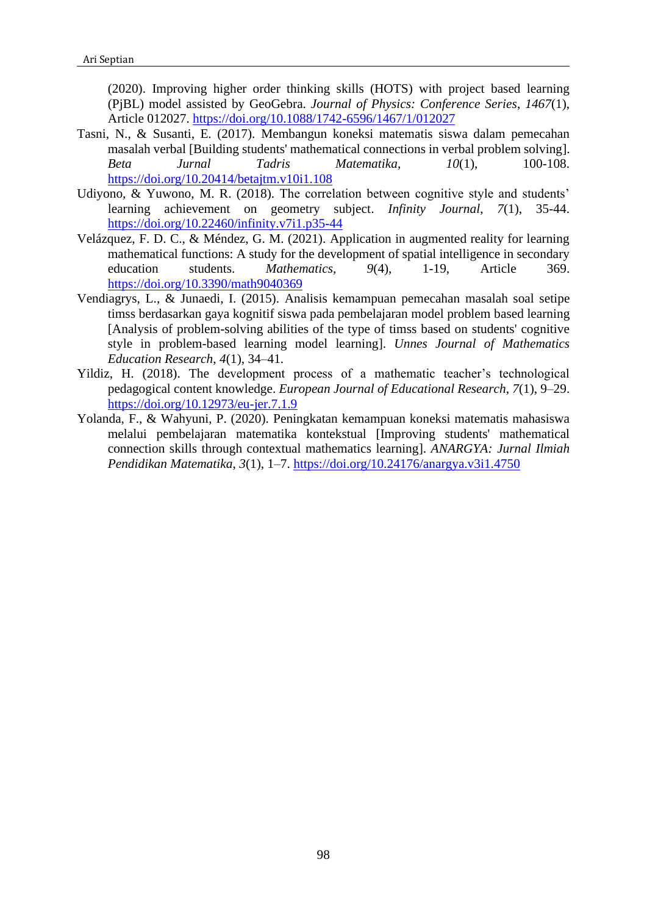(2020). Improving higher order thinking skills (HOTS) with project based learning (PjBL) model assisted by GeoGebra. *Journal of Physics: Conference Series*, *1467*(1), Article 012027. https://doi.org/10.1088/1742-6596/1467/1/012027

Tasni, N., & Susanti, E. (2017). Membangun koneksi matematis siswa dalam pemecahan masalah verbal [Building students' mathematical connections in verbal problem solving]. *Beta Jurnal Tadris Matematika*, *10*(1), 100-108. https://doi.org/10.20414/betajtm.v10i1.108

Udiyono, & Yuwono, M. R. (2018). The correlation between cognitive style and students' learning achievement on geometry subject. *Infinity Journal*, *7*(1), 35-44. https://doi.org/10.22460/infinity.v7i1.p35-44

Velázquez, F. D. C., & Méndez, G. M. (2021). Application in augmented reality for learning mathematical functions: A study for the development of spatial intelligence in secondary education students. *Mathematics*, *9*(4), 1-19, Article 369. https://doi.org/10.3390/math9040369

Vendiagrys, L., & Junaedi, I. (2015). Analisis kemampuan pemecahan masalah soal setipe timss berdasarkan gaya kognitif siswa pada pembelajaran model problem based learning [Analysis of problem-solving abilities of the type of timss based on students' cognitive style in problem-based learning model learning]. *Unnes Journal of Mathematics Education Research*, *4*(1), 34–41.

Yildiz, H. (2018). The development process of a mathematic teacher's technological pedagogical content knowledge. *European Journal of Educational Research*, *7*(1), 9–29. https://doi.org/10.12973/eu-jer.7.1.9

Yolanda, F., & Wahyuni, P. (2020). Peningkatan kemampuan koneksi matematis mahasiswa melalui pembelajaran matematika kontekstual [Improving students' mathematical connection skills through contextual mathematics learning]. *ANARGYA: Jurnal Ilmiah Pendidikan Matematika*, *3*(1), 1–7. https://doi.org/10.24176/anargya.v3i1.4750